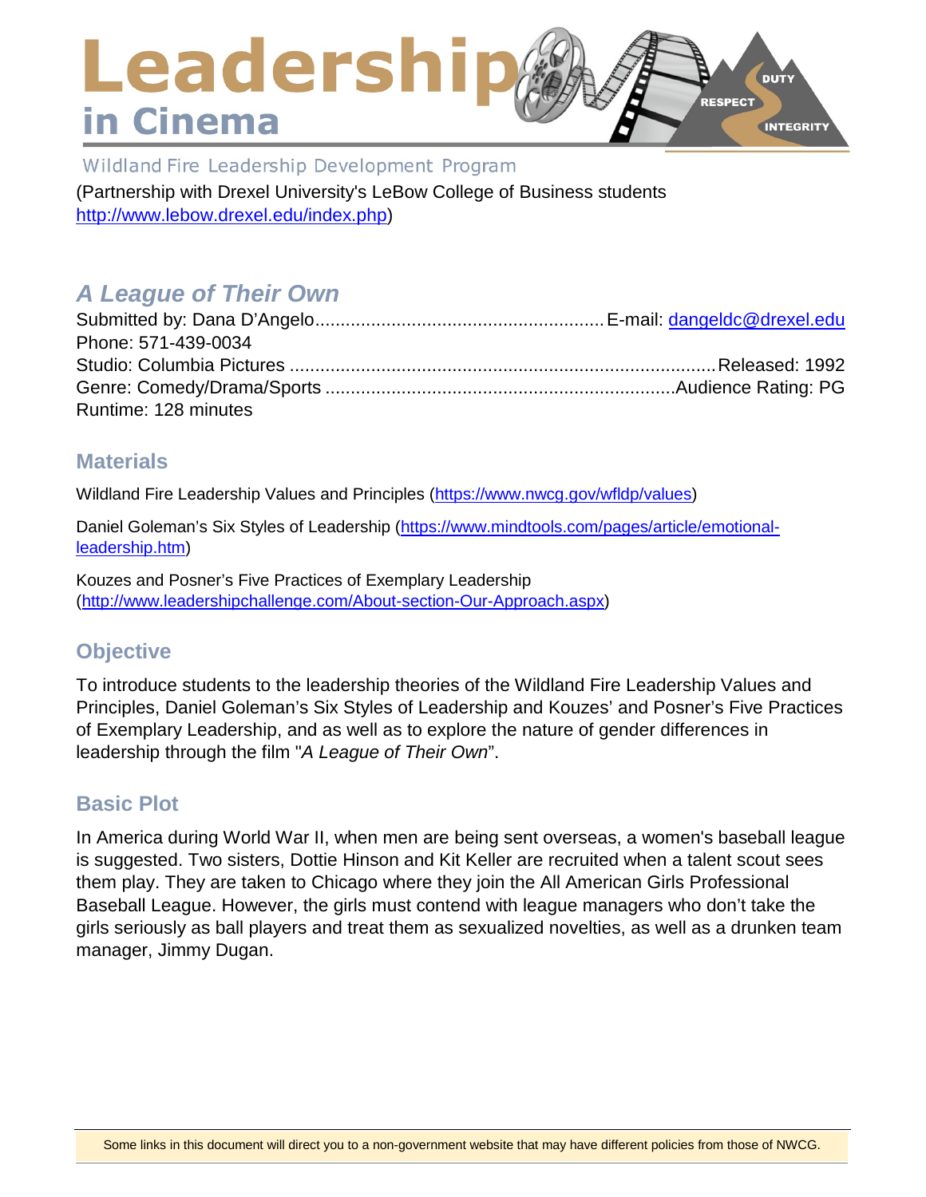# Leadership in Cinema

Wildland Fire Leadership Development Program

(Partnership with Drexel University's LeBow College of Business students http://www.lebow.drexel.edu/index.php)

## *A League of Their Own*

Submitted by: Dana D'Angelo........................................................E-mail: dangeldc@drexel.edu
Phone: 571-439-0034
Studio: Columbia Pictures ....................................................................................Released: 1992
Genre: Comedy/Drama/Sports ....................................................................Audience Rating: PG
Runtime: 128 minutes

### Materials

Wildland Fire Leadership Values and Principles (https://www.nwcg.gov/wfldp/values)

Daniel Goleman's Six Styles of Leadership (https://www.mindtools.com/pages/article/emotional-leadership.htm)

Kouzes and Posner's Five Practices of Exemplary Leadership (http://www.leadershipchallenge.com/About-section-Our-Approach.aspx)

### Objective

To introduce students to the leadership theories of the Wildland Fire Leadership Values and Principles, Daniel Goleman's Six Styles of Leadership and Kouzes' and Posner's Five Practices of Exemplary Leadership, and as well as to explore the nature of gender differences in leadership through the film "*A League of Their Own*".

### Basic Plot

In America during World War II, when men are being sent overseas, a women's baseball league is suggested. Two sisters, Dottie Hinson and Kit Keller are recruited when a talent scout sees them play. They are taken to Chicago where they join the All American Girls Professional Baseball League. However, the girls must contend with league managers who don't take the girls seriously as ball players and treat them as sexualized novelties, as well as a drunken team manager, Jimmy Dugan.

Some links in this document will direct you to a non-government website that may have different policies from those of NWCG.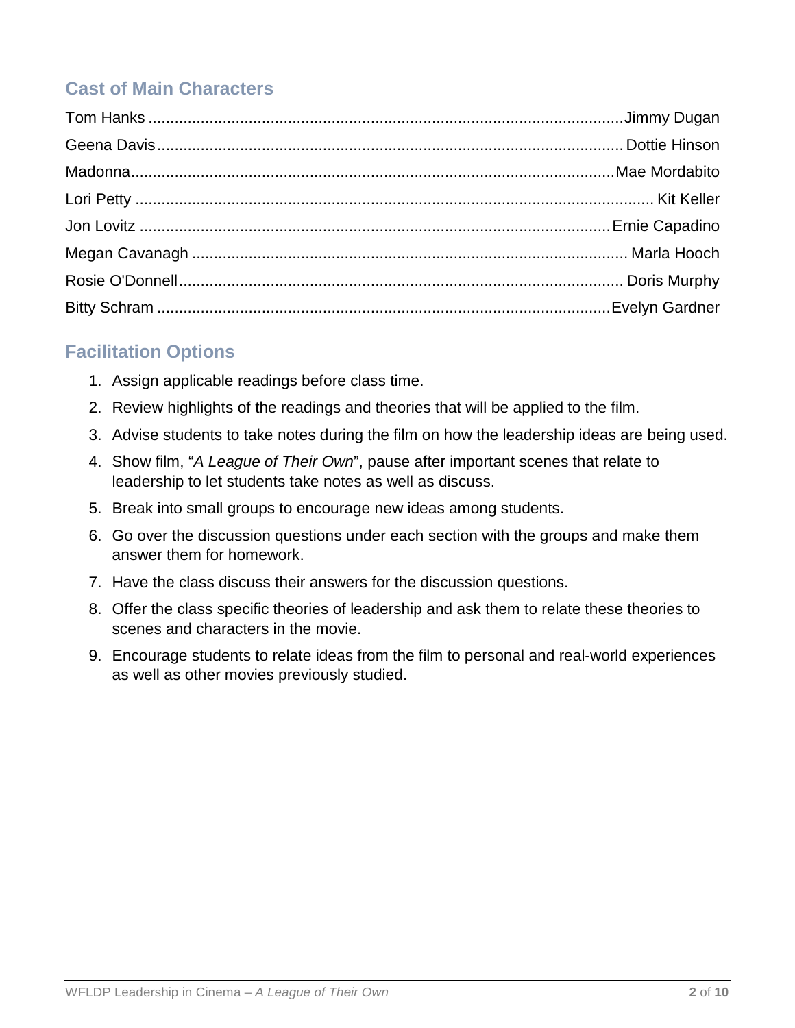## Cast of Main Characters

Tom Hanks ............................................................................................................ Jimmy Dugan
Geena Davis .......................................................................................................... Dottie Hinson
Madonna .............................................................................................................. Mae Mordabito
Lori Petty ............................................................................................................... Kit Keller
Jon Lovitz .............................................................................................................. Ernie Capadino
Megan Cavanagh ................................................................................................... Marla Hooch
Rosie O'Donnell ..................................................................................................... Doris Murphy
Bitty Schram ......................................................................................................... Evelyn Gardner

## Facilitation Options

1. Assign applicable readings before class time.
2. Review highlights of the readings and theories that will be applied to the film.
3. Advise students to take notes during the film on how the leadership ideas are being used.
4. Show film, "*A League of Their Own*", pause after important scenes that relate to leadership to let students take notes as well as discuss.
5. Break into small groups to encourage new ideas among students.
6. Go over the discussion questions under each section with the groups and make them answer them for homework.
7. Have the class discuss their answers for the discussion questions.
8. Offer the class specific theories of leadership and ask them to relate these theories to scenes and characters in the movie.
9. Encourage students to relate ideas from the film to personal and real-world experiences as well as other movies previously studied.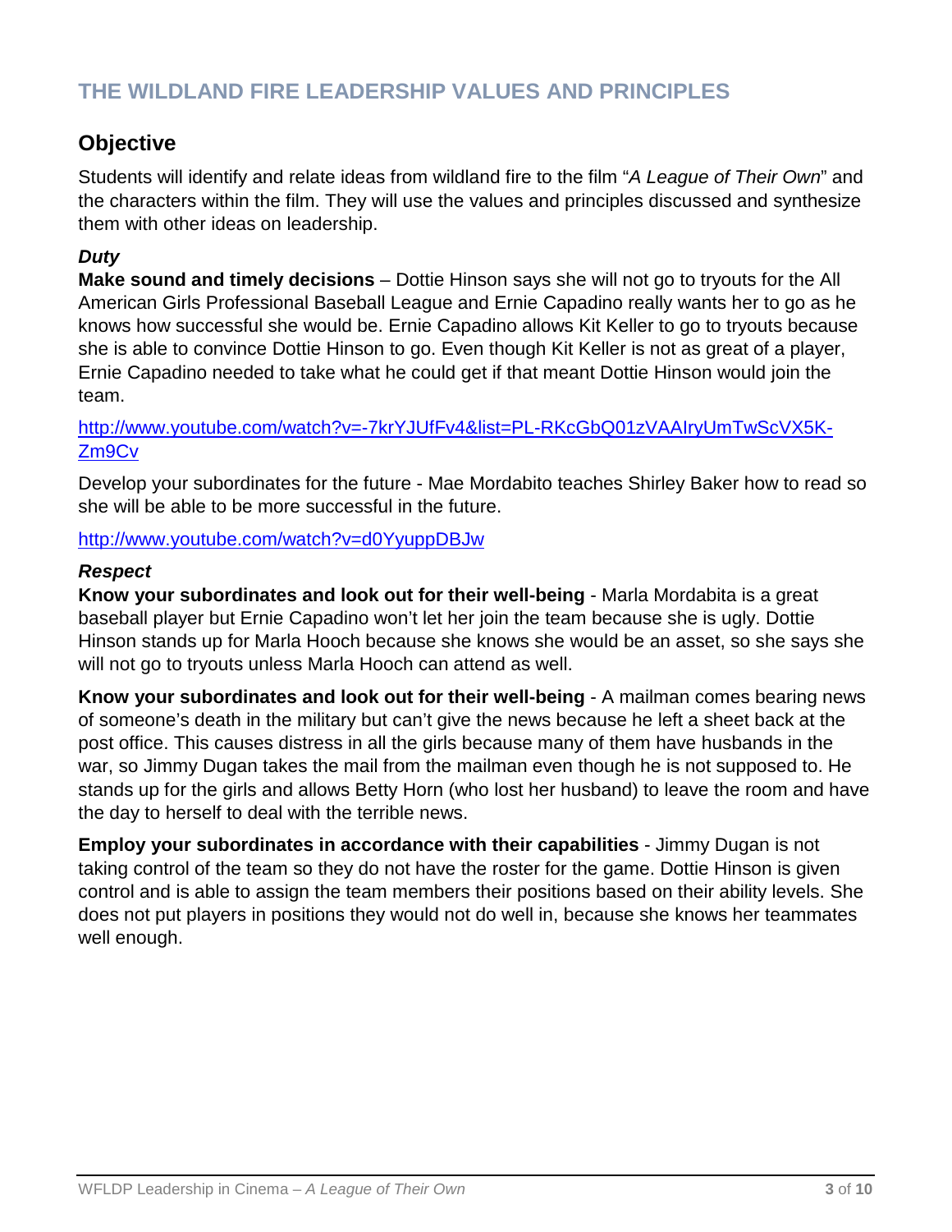## THE WILDLAND FIRE LEADERSHIP VALUES AND PRINCIPLES

### Objective

Students will identify and relate ideas from wildland fire to the film "*A League of Their Own*" and the characters within the film. They will use the values and principles discussed and synthesize them with other ideas on leadership.

#### *Duty*

**Make sound and timely decisions** – Dottie Hinson says she will not go to tryouts for the All American Girls Professional Baseball League and Ernie Capadino really wants her to go as he knows how successful she would be. Ernie Capadino allows Kit Keller to go to tryouts because she is able to convince Dottie Hinson to go. Even though Kit Keller is not as great of a player, Ernie Capadino needed to take what he could get if that meant Dottie Hinson would join the team.

http://www.youtube.com/watch?v=-7krYJUfFv4&list=PL-RKcGbQ01zVAAIryUmTwScVX5K-Zm9Cv

Develop your subordinates for the future - Mae Mordabito teaches Shirley Baker how to read so she will be able to be more successful in the future.

http://www.youtube.com/watch?v=d0YyuppDBJw

#### *Respect*

**Know your subordinates and look out for their well-being** - Marla Mordabita is a great baseball player but Ernie Capadino won't let her join the team because she is ugly. Dottie Hinson stands up for Marla Hooch because she knows she would be an asset, so she says she will not go to tryouts unless Marla Hooch can attend as well.

**Know your subordinates and look out for their well-being** - A mailman comes bearing news of someone's death in the military but can't give the news because he left a sheet back at the post office. This causes distress in all the girls because many of them have husbands in the war, so Jimmy Dugan takes the mail from the mailman even though he is not supposed to. He stands up for the girls and allows Betty Horn (who lost her husband) to leave the room and have the day to herself to deal with the terrible news.

**Employ your subordinates in accordance with their capabilities** - Jimmy Dugan is not taking control of the team so they do not have the roster for the game. Dottie Hinson is given control and is able to assign the team members their positions based on their ability levels. She does not put players in positions they would not do well in, because she knows her teammates well enough.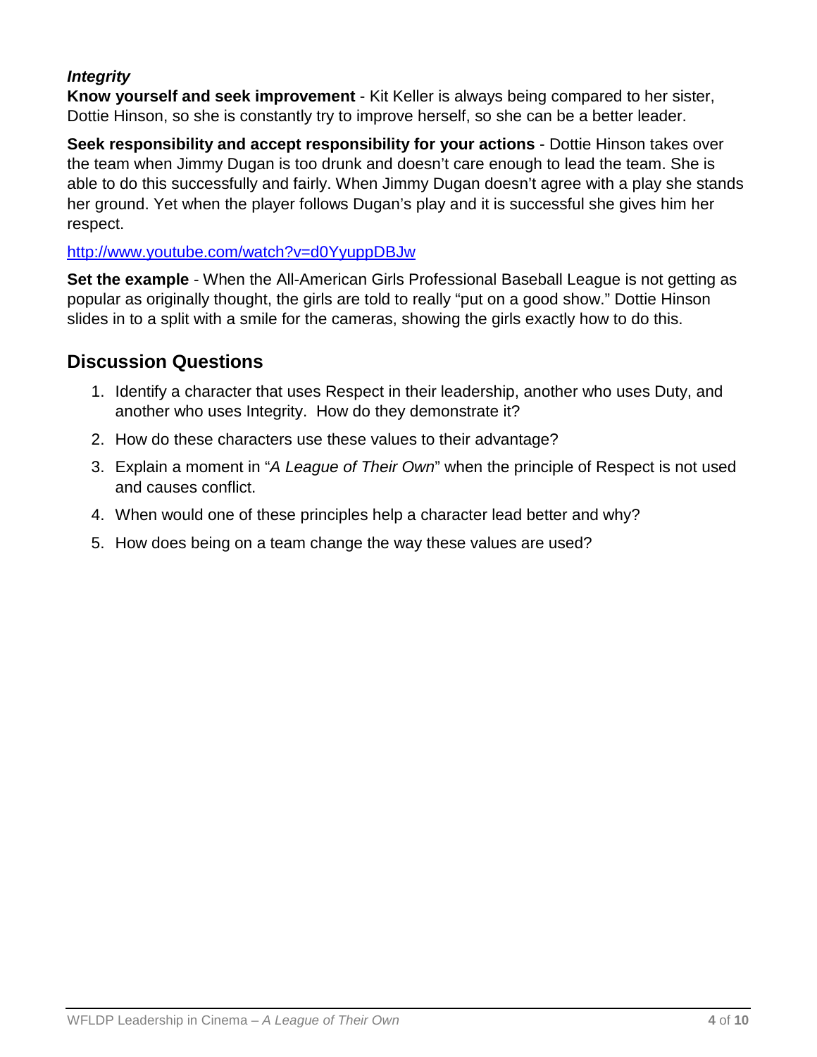***Integrity***

**Know yourself and seek improvement** - Kit Keller is always being compared to her sister, Dottie Hinson, so she is constantly try to improve herself, so she can be a better leader.

**Seek responsibility and accept responsibility for your actions** - Dottie Hinson takes over the team when Jimmy Dugan is too drunk and doesn't care enough to lead the team. She is able to do this successfully and fairly. When Jimmy Dugan doesn't agree with a play she stands her ground. Yet when the player follows Dugan's play and it is successful she gives him her respect.

http://www.youtube.com/watch?v=d0YyuppDBJw

**Set the example** - When the All-American Girls Professional Baseball League is not getting as popular as originally thought, the girls are told to really "put on a good show." Dottie Hinson slides in to a split with a smile for the cameras, showing the girls exactly how to do this.

## Discussion Questions

1. Identify a character that uses Respect in their leadership, another who uses Duty, and another who uses Integrity. How do they demonstrate it?
2. How do these characters use these values to their advantage?
3. Explain a moment in "*A League of Their Own*" when the principle of Respect is not used and causes conflict.
4. When would one of these principles help a character lead better and why?
5. How does being on a team change the way these values are used?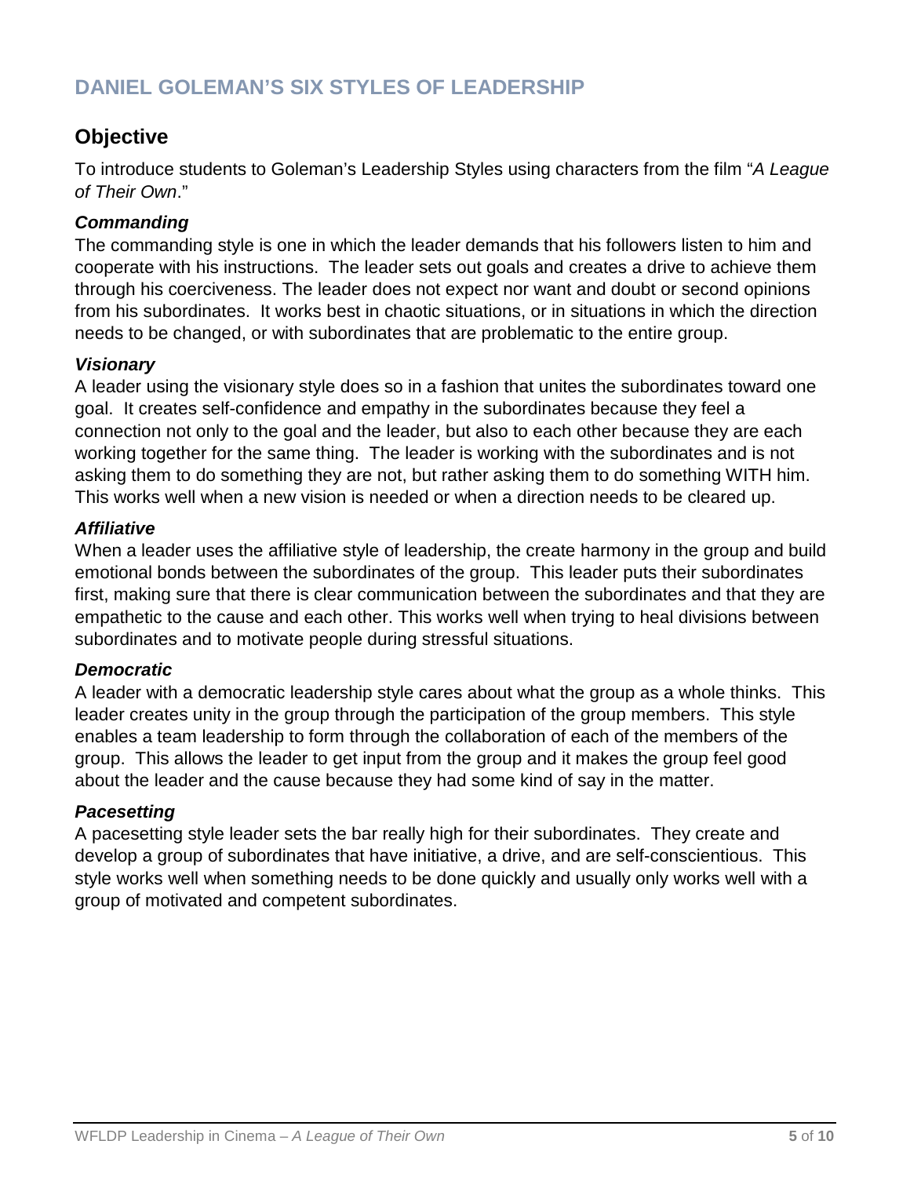## DANIEL GOLEMAN'S SIX STYLES OF LEADERSHIP

### Objective

To introduce students to Goleman's Leadership Styles using characters from the film "*A League of Their Own*."

#### *Commanding*

The commanding style is one in which the leader demands that his followers listen to him and cooperate with his instructions. The leader sets out goals and creates a drive to achieve them through his coerciveness. The leader does not expect nor want and doubt or second opinions from his subordinates. It works best in chaotic situations, or in situations in which the direction needs to be changed, or with subordinates that are problematic to the entire group.

#### *Visionary*

A leader using the visionary style does so in a fashion that unites the subordinates toward one goal. It creates self-confidence and empathy in the subordinates because they feel a connection not only to the goal and the leader, but also to each other because they are each working together for the same thing. The leader is working with the subordinates and is not asking them to do something they are not, but rather asking them to do something WITH him. This works well when a new vision is needed or when a direction needs to be cleared up.

#### *Affiliative*

When a leader uses the affiliative style of leadership, the create harmony in the group and build emotional bonds between the subordinates of the group. This leader puts their subordinates first, making sure that there is clear communication between the subordinates and that they are empathetic to the cause and each other. This works well when trying to heal divisions between subordinates and to motivate people during stressful situations.

#### *Democratic*

A leader with a democratic leadership style cares about what the group as a whole thinks. This leader creates unity in the group through the participation of the group members. This style enables a team leadership to form through the collaboration of each of the members of the group. This allows the leader to get input from the group and it makes the group feel good about the leader and the cause because they had some kind of say in the matter.

#### *Pacesetting*

A pacesetting style leader sets the bar really high for their subordinates. They create and develop a group of subordinates that have initiative, a drive, and are self-conscientious. This style works well when something needs to be done quickly and usually only works well with a group of motivated and competent subordinates.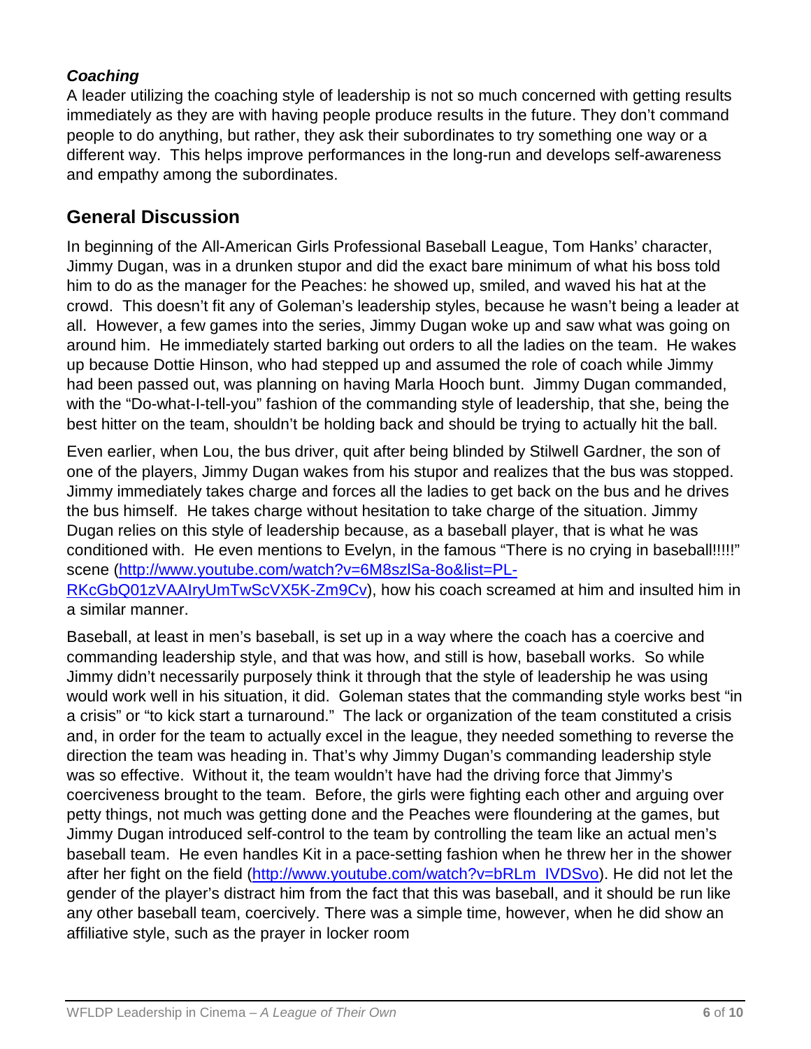***Coaching***

A leader utilizing the coaching style of leadership is not so much concerned with getting results immediately as they are with having people produce results in the future. They don't command people to do anything, but rather, they ask their subordinates to try something one way or a different way. This helps improve performances in the long-run and develops self-awareness and empathy among the subordinates.

## General Discussion

In beginning of the All-American Girls Professional Baseball League, Tom Hanks' character, Jimmy Dugan, was in a drunken stupor and did the exact bare minimum of what his boss told him to do as the manager for the Peaches: he showed up, smiled, and waved his hat at the crowd. This doesn't fit any of Goleman's leadership styles, because he wasn't being a leader at all. However, a few games into the series, Jimmy Dugan woke up and saw what was going on around him. He immediately started barking out orders to all the ladies on the team. He wakes up because Dottie Hinson, who had stepped up and assumed the role of coach while Jimmy had been passed out, was planning on having Marla Hooch bunt. Jimmy Dugan commanded, with the "Do-what-I-tell-you" fashion of the commanding style of leadership, that she, being the best hitter on the team, shouldn't be holding back and should be trying to actually hit the ball.

Even earlier, when Lou, the bus driver, quit after being blinded by Stilwell Gardner, the son of one of the players, Jimmy Dugan wakes from his stupor and realizes that the bus was stopped. Jimmy immediately takes charge and forces all the ladies to get back on the bus and he drives the bus himself. He takes charge without hesitation to take charge of the situation. Jimmy Dugan relies on this style of leadership because, as a baseball player, that is what he was conditioned with. He even mentions to Evelyn, in the famous "There is no crying in baseball!!!!!" scene (http://www.youtube.com/watch?v=6M8szlSa-8o&list=PL-RKcGbQ01zVAAIryUmTwScVX5K-Zm9Cv), how his coach screamed at him and insulted him in a similar manner.

Baseball, at least in men's baseball, is set up in a way where the coach has a coercive and commanding leadership style, and that was how, and still is how, baseball works. So while Jimmy didn't necessarily purposely think it through that the style of leadership he was using would work well in his situation, it did. Goleman states that the commanding style works best "in a crisis" or "to kick start a turnaround." The lack or organization of the team constituted a crisis and, in order for the team to actually excel in the league, they needed something to reverse the direction the team was heading in. That's why Jimmy Dugan's commanding leadership style was so effective. Without it, the team wouldn't have had the driving force that Jimmy's coerciveness brought to the team. Before, the girls were fighting each other and arguing over petty things, not much was getting done and the Peaches were floundering at the games, but Jimmy Dugan introduced self-control to the team by controlling the team like an actual men's baseball team. He even handles Kit in a pace-setting fashion when he threw her in the shower after her fight on the field (http://www.youtube.com/watch?v=bRLm_lVDSvo). He did not let the gender of the player's distract him from the fact that this was baseball, and it should be run like any other baseball team, coercively. There was a simple time, however, when he did show an affiliative style, such as the prayer in locker room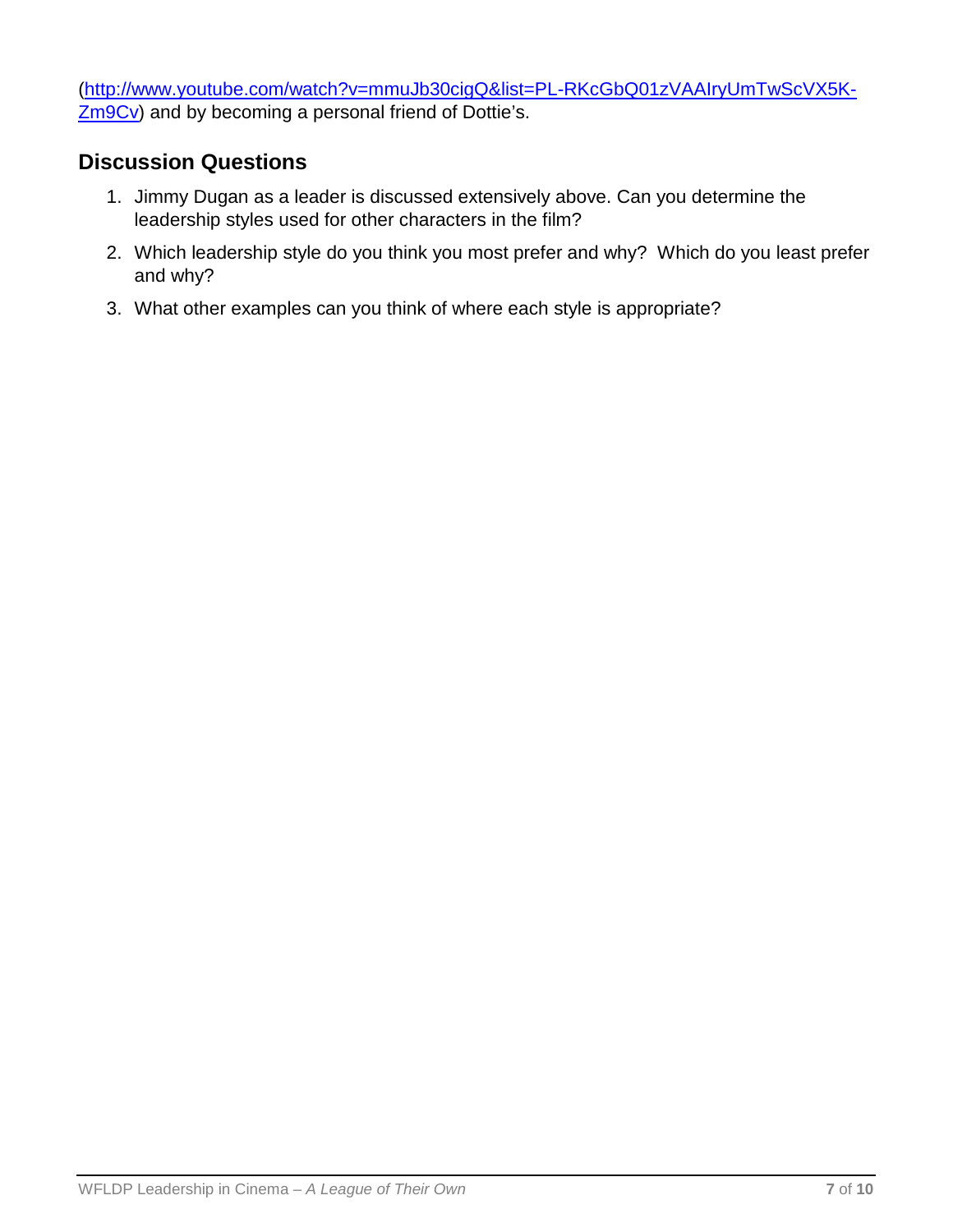([http://www.youtube.com/watch?v=mmuJb30cigQ&list=PL-RKcGbQ01zVAAIryUmTwScVX5K-Zm9Cv](http://www.youtube.com/watch?v=mmuJb30cigQ&list=PL-RKcGbQ01zVAAIryUmTwScVX5K-Zm9Cv)) and by becoming a personal friend of Dottie's.

## Discussion Questions

1. Jimmy Dugan as a leader is discussed extensively above. Can you determine the leadership styles used for other characters in the film?
2. Which leadership style do you think you most prefer and why? Which do you least prefer and why?
3. What other examples can you think of where each style is appropriate?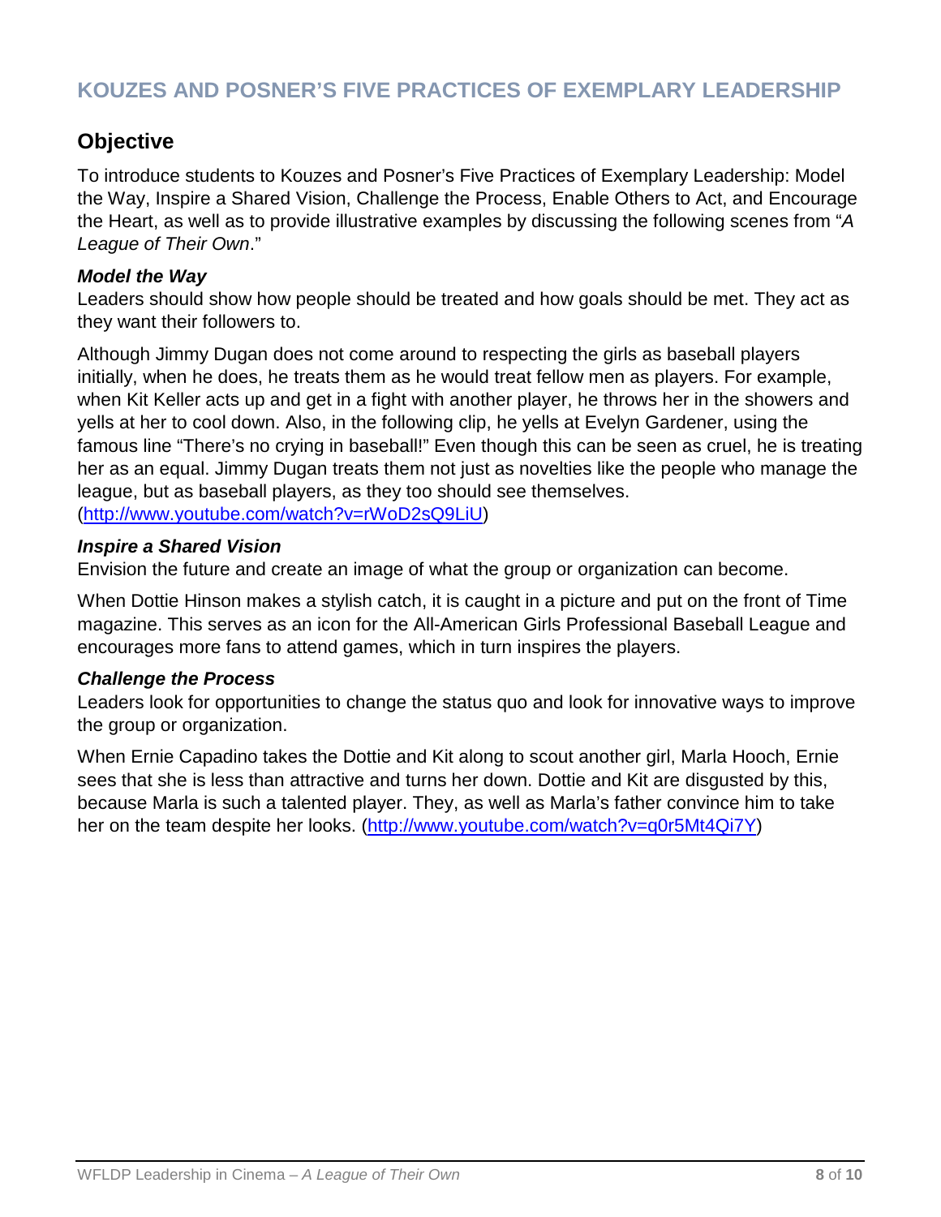## KOUZES AND POSNER'S FIVE PRACTICES OF EXEMPLARY LEADERSHIP

### Objective

To introduce students to Kouzes and Posner's Five Practices of Exemplary Leadership: Model the Way, Inspire a Shared Vision, Challenge the Process, Enable Others to Act, and Encourage the Heart, as well as to provide illustrative examples by discussing the following scenes from "*A League of Their Own*."

***Model the Way***
Leaders should show how people should be treated and how goals should be met. They act as they want their followers to.

Although Jimmy Dugan does not come around to respecting the girls as baseball players initially, when he does, he treats them as he would treat fellow men as players. For example, when Kit Keller acts up and get in a fight with another player, he throws her in the showers and yells at her to cool down. Also, in the following clip, he yells at Evelyn Gardener, using the famous line "There's no crying in baseball!" Even though this can be seen as cruel, he is treating her as an equal. Jimmy Dugan treats them not just as novelties like the people who manage the league, but as baseball players, as they too should see themselves. (http://www.youtube.com/watch?v=rWoD2sQ9LiU)

***Inspire a Shared Vision***
Envision the future and create an image of what the group or organization can become.

When Dottie Hinson makes a stylish catch, it is caught in a picture and put on the front of Time magazine. This serves as an icon for the All-American Girls Professional Baseball League and encourages more fans to attend games, which in turn inspires the players.

***Challenge the Process***
Leaders look for opportunities to change the status quo and look for innovative ways to improve the group or organization.

When Ernie Capadino takes the Dottie and Kit along to scout another girl, Marla Hooch, Ernie sees that she is less than attractive and turns her down. Dottie and Kit are disgusted by this, because Marla is such a talented player. They, as well as Marla's father convince him to take her on the team despite her looks. (http://www.youtube.com/watch?v=q0r5Mt4Qi7Y)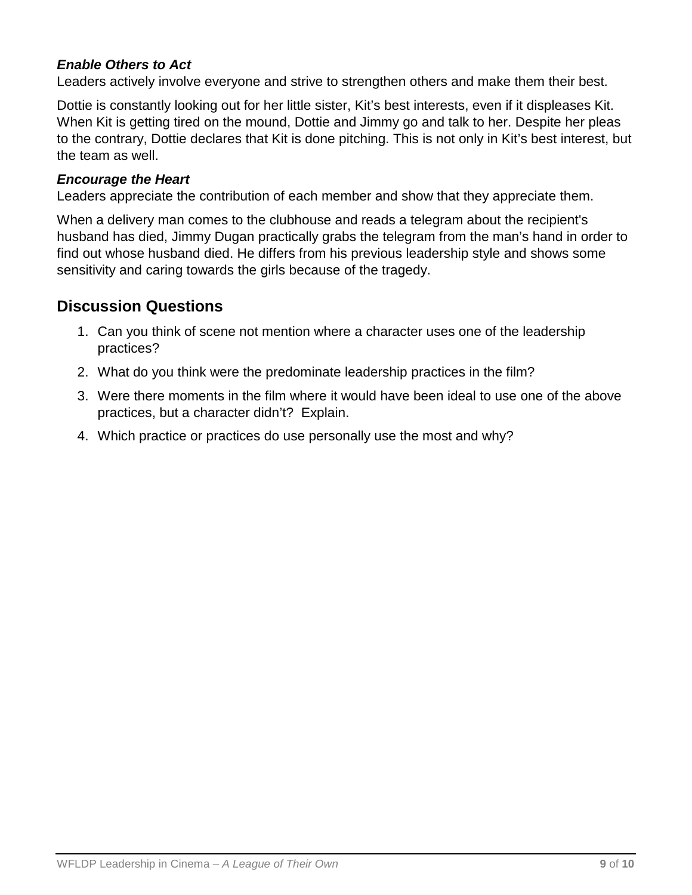### *Enable Others to Act*

Leaders actively involve everyone and strive to strengthen others and make them their best.

Dottie is constantly looking out for her little sister, Kit's best interests, even if it displeases Kit. When Kit is getting tired on the mound, Dottie and Jimmy go and talk to her. Despite her pleas to the contrary, Dottie declares that Kit is done pitching. This is not only in Kit's best interest, but the team as well.

### *Encourage the Heart*

Leaders appreciate the contribution of each member and show that they appreciate them.

When a delivery man comes to the clubhouse and reads a telegram about the recipient's husband has died, Jimmy Dugan practically grabs the telegram from the man's hand in order to find out whose husband died. He differs from his previous leadership style and shows some sensitivity and caring towards the girls because of the tragedy.

## Discussion Questions

1. Can you think of scene not mention where a character uses one of the leadership practices?
2. What do you think were the predominate leadership practices in the film?
3. Were there moments in the film where it would have been ideal to use one of the above practices, but a character didn't? Explain.
4. Which practice or practices do use personally use the most and why?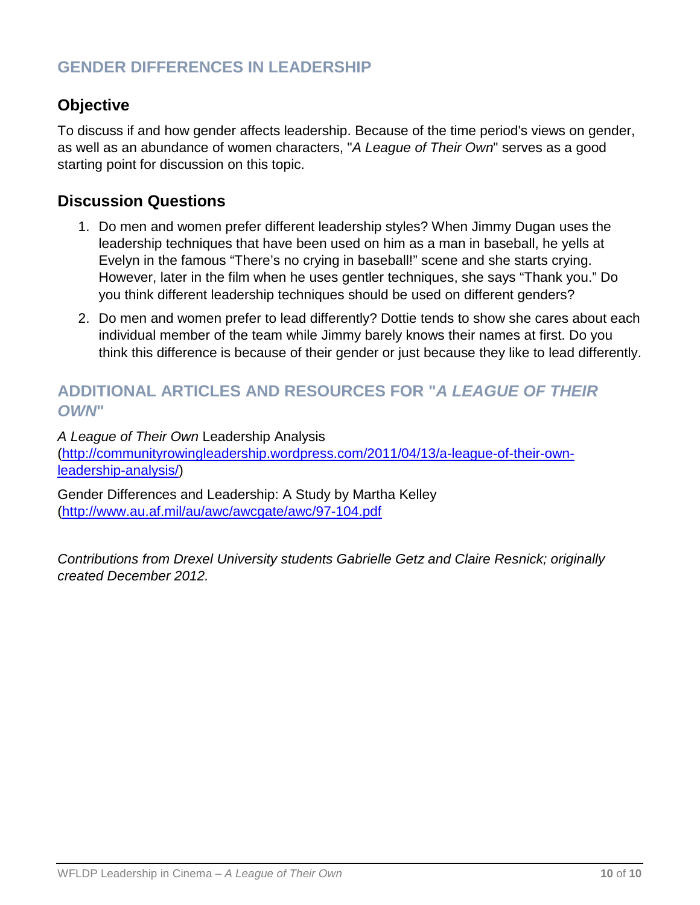## GENDER DIFFERENCES IN LEADERSHIP

### Objective

To discuss if and how gender affects leadership. Because of the time period's views on gender, as well as an abundance of women characters, "*A League of Their Own*" serves as a good starting point for discussion on this topic.

### Discussion Questions

1. Do men and women prefer different leadership styles? When Jimmy Dugan uses the leadership techniques that have been used on him as a man in baseball, he yells at Evelyn in the famous "There's no crying in baseball!" scene and she starts crying. However, later in the film when he uses gentler techniques, she says "Thank you." Do you think different leadership techniques should be used on different genders?
2. Do men and women prefer to lead differently? Dottie tends to show she cares about each individual member of the team while Jimmy barely knows their names at first. Do you think this difference is because of their gender or just because they like to lead differently.

## ADDITIONAL ARTICLES AND RESOURCES FOR "*A LEAGUE OF THEIR OWN*"

*A League of Their Own* Leadership Analysis (http://communityrowingleadership.wordpress.com/2011/04/13/a-league-of-their-own-leadership-analysis/)

Gender Differences and Leadership: A Study by Martha Kelley (http://www.au.af.mil/au/awc/awcgate/awc/97-104.pdf

*Contributions from Drexel University students Gabrielle Getz and Claire Resnick; originally created December 2012.*